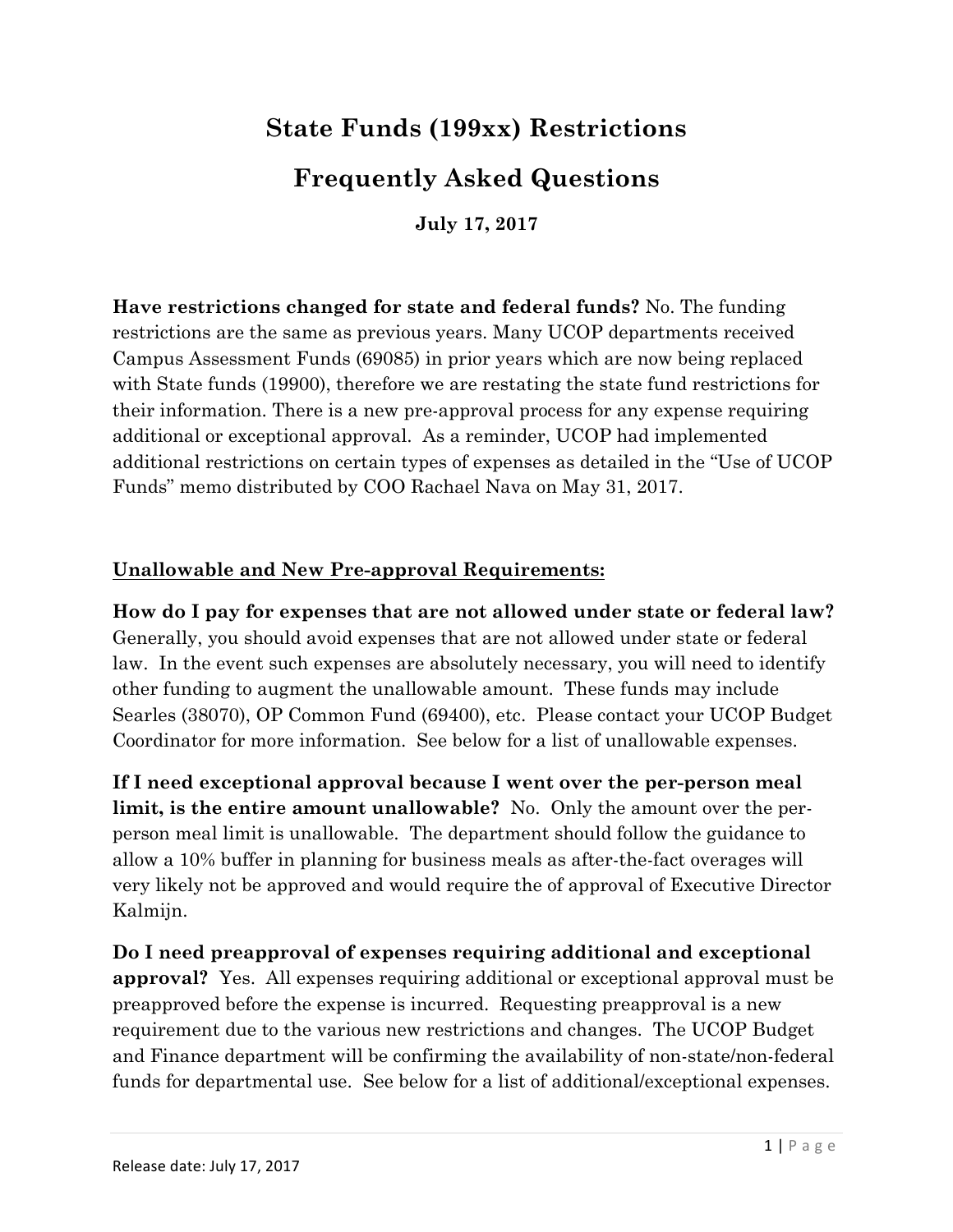# State Funds (199xx) Restrictions

# Frequently Asked Questions

**July 17, 2017**

**Have restrictions changed for state and federal funds?** No. The funding restrictions are the same as previous years. Many UCOP departments received Campus Assessment Funds (69085) in prior years which are now being replaced with State funds (19900), therefore we are restating the state fund restrictions for their information. There is a new pre-approval process for any expense requiring additional or exceptional approval. As a reminder, UCOP had implemented additional restrictions on certain types of expenses as detailed in the "Use of UCOP Funds" memo distributed by COO Rachael Nava on May 31, 2017.

## <u>Unallowable and New Pre-approval Requirements:</u>

**How do I pay for expenses that are not allowed under state or federal law?** Generally, you should avoid expenses that are not allowed under state or federal law. In the event such expenses are absolutely necessary, you will need to identify other funding to augment the unallowable amount. These funds may include Searles (38070), OP Common Fund (69400), etc. Please contact your UCOP Budget Coordinator for more information. See below for a list of unallowable expenses.

**If I need exceptional approval because I went over the per-person meal limit, is the entire amount unallowable?** No. Only the amount over the per-person meal limit is unallowable. The department should follow the guidance to allow a 10% buffer in planning for business meals as after-the-fact overages will very likely not be approved and would require the of approval of Executive Director Kalmijn.

**Do I need preapproval of expenses requiring additional and exceptional approval?** Yes. All expenses requiring additional or exceptional approval must be preapproved before the expense is incurred. Requesting preapproval is a new requirement due to the various new restrictions and changes. The UCOP Budget and Finance department will be confirming the availability of non-state/non-federal funds for departmental use. See below for a list of additional/exceptional expenses.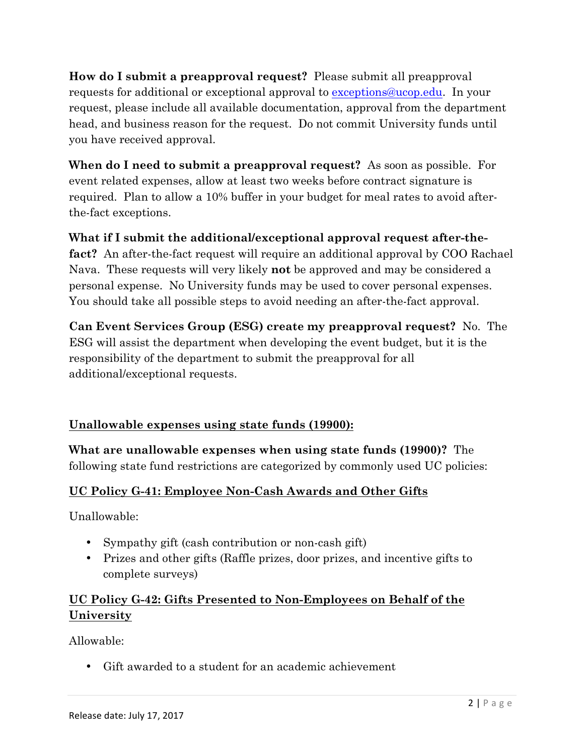**How do I submit a preapproval request?** Please submit all preapproval requests for additional or exceptional approval to exceptions@ucop.edu. In your request, please include all available documentation, approval from the department head, and business reason for the request. Do not commit University funds until you have received approval.

**When do I need to submit a preapproval request?** As soon as possible. For event related expenses, allow at least two weeks before contract signature is required. Plan to allow a 10% buffer in your budget for meal rates to avoid after-the-fact exceptions.

**What if I submit the additional/exceptional approval request after-the-fact?** An after-the-fact request will require an additional approval by COO Rachael Nava. These requests will very likely **not** be approved and may be considered a personal expense. No University funds may be used to cover personal expenses. You should take all possible steps to avoid needing an after-the-fact approval.

**Can Event Services Group (ESG) create my preapproval request?** No. The ESG will assist the department when developing the event budget, but it is the responsibility of the department to submit the preapproval for all additional/exceptional requests.

## Unallowable expenses using state funds (19900):

**What are unallowable expenses when using state funds (19900)?** The following state fund restrictions are categorized by commonly used UC policies:

### UC Policy G-41: Employee Non-Cash Awards and Other Gifts

Unallowable:

- Sympathy gift (cash contribution or non-cash gift)
- Prizes and other gifts (Raffle prizes, door prizes, and incentive gifts to complete surveys)

### UC Policy G-42: Gifts Presented to Non-Employees on Behalf of the University

Allowable:

- Gift awarded to a student for an academic achievement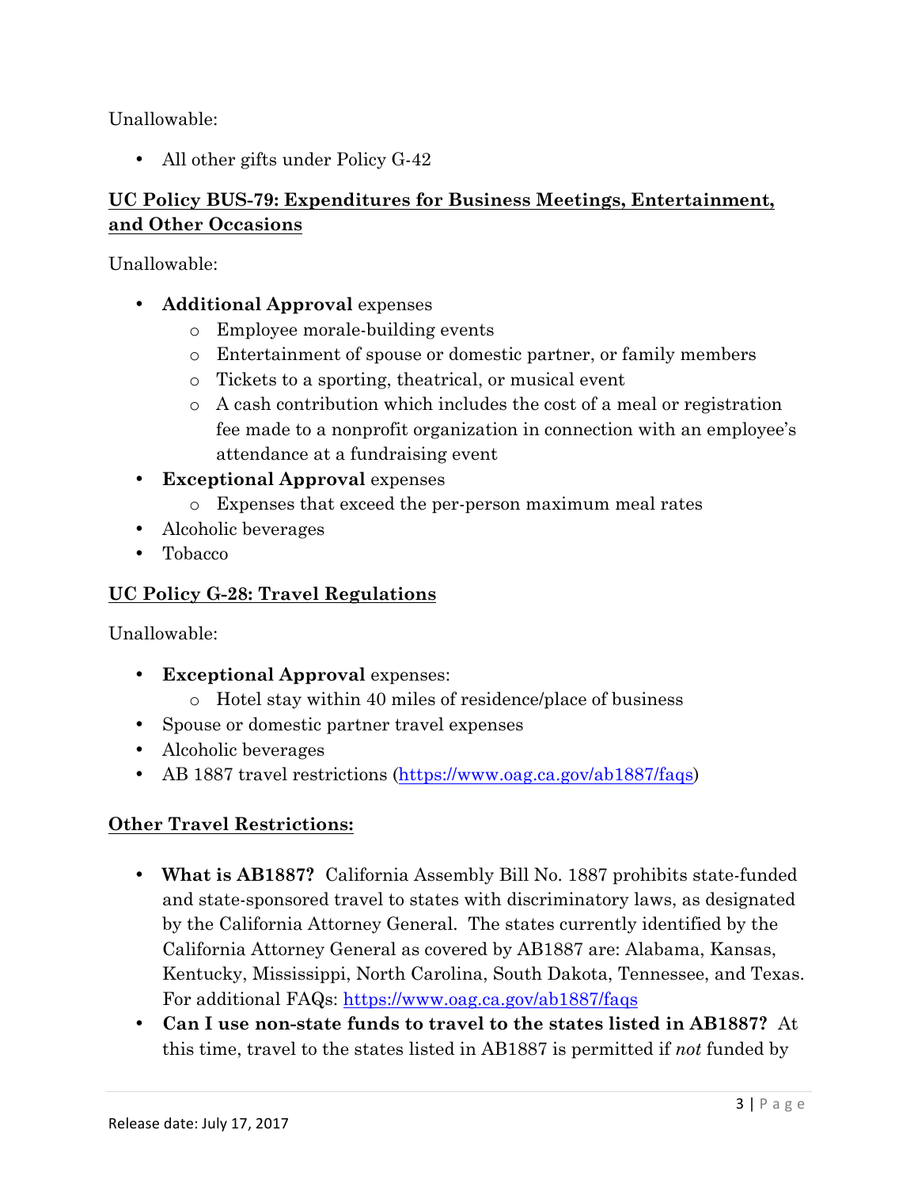Unallowable:

- All other gifts under Policy G-42

**UC Policy BUS-79: Expenditures for Business Meetings, Entertainment, and Other Occasions**

Unallowable:

- **Additional Approval** expenses
  - Employee morale-building events
  - Entertainment of spouse or domestic partner, or family members
  - Tickets to a sporting, theatrical, or musical event
  - A cash contribution which includes the cost of a meal or registration fee made to a nonprofit organization in connection with an employee's attendance at a fundraising event
- **Exceptional Approval** expenses
  - Expenses that exceed the per-person maximum meal rates
- Alcoholic beverages
- Tobacco

**UC Policy G-28: Travel Regulations**

Unallowable:

- **Exceptional Approval** expenses:
  - Hotel stay within 40 miles of residence/place of business
- Spouse or domestic partner travel expenses
- Alcoholic beverages
- AB 1887 travel restrictions (https://www.oag.ca.gov/ab1887/faqs)

**Other Travel Restrictions:**

- **What is AB1887?** California Assembly Bill No. 1887 prohibits state-funded and state-sponsored travel to states with discriminatory laws, as designated by the California Attorney General. The states currently identified by the California Attorney General as covered by AB1887 are: Alabama, Kansas, Kentucky, Mississippi, North Carolina, South Dakota, Tennessee, and Texas. For additional FAQs: https://www.oag.ca.gov/ab1887/faqs
- **Can I use non-state funds to travel to the states listed in AB1887?** At this time, travel to the states listed in AB1887 is permitted if *not* funded by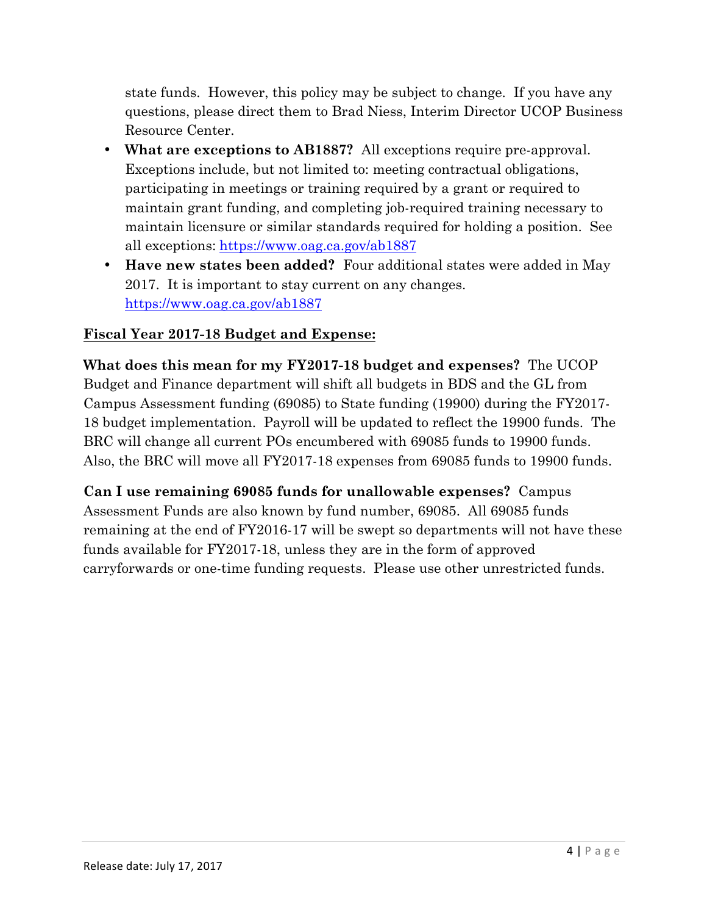state funds. However, this policy may be subject to change. If you have any questions, please direct them to Brad Niess, Interim Director UCOP Business Resource Center.

- **What are exceptions to AB1887?** All exceptions require pre-approval. Exceptions include, but not limited to: meeting contractual obligations, participating in meetings or training required by a grant or required to maintain grant funding, and completing job-required training necessary to maintain licensure or similar standards required for holding a position. See all exceptions: https://www.oag.ca.gov/ab1887
- **Have new states been added?** Four additional states were added in May 2017. It is important to stay current on any changes. https://www.oag.ca.gov/ab1887

## Fiscal Year 2017-18 Budget and Expense:

**What does this mean for my FY2017-18 budget and expenses?** The UCOP Budget and Finance department will shift all budgets in BDS and the GL from Campus Assessment funding (69085) to State funding (19900) during the FY2017-18 budget implementation. Payroll will be updated to reflect the 19900 funds. The BRC will change all current POs encumbered with 69085 funds to 19900 funds. Also, the BRC will move all FY2017-18 expenses from 69085 funds to 19900 funds.

**Can I use remaining 69085 funds for unallowable expenses?** Campus Assessment Funds are also known by fund number, 69085. All 69085 funds remaining at the end of FY2016-17 will be swept so departments will not have these funds available for FY2017-18, unless they are in the form of approved carryforwards or one-time funding requests. Please use other unrestricted funds.

Release date: July 17, 2017